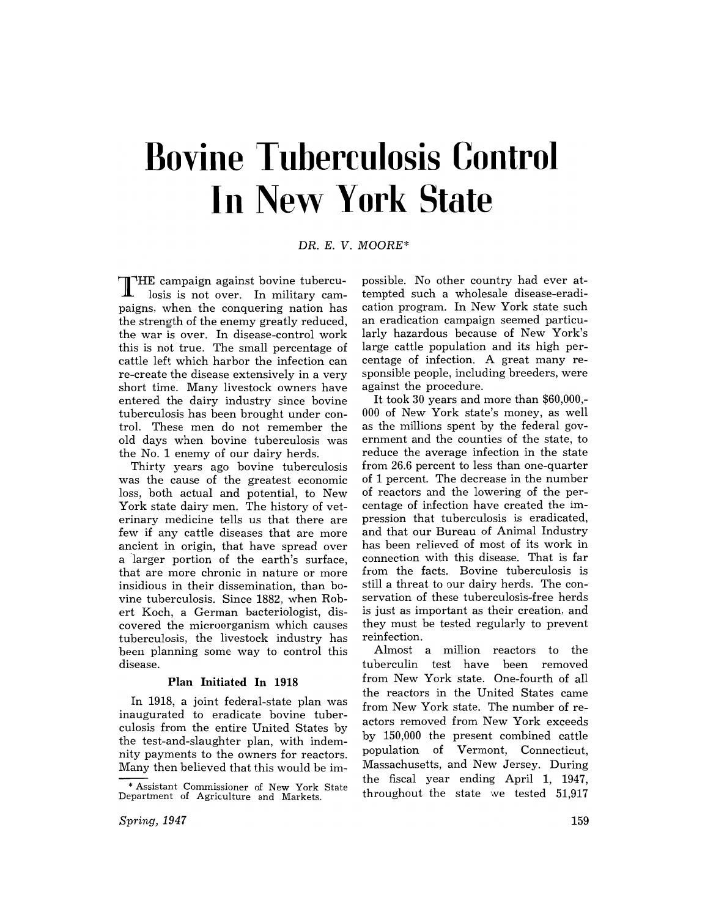# Bovine Tuberculosis Control In New York State

DR. E. V. MOORE*

THE campaign against bovine tuberculosis is not over. In military campaigns, when the conquering nation has the strength of the enemy greatly reduced, the war is over. In disease-control work this is not true. The small percentage of cattle left which harbor the infection can re-create the disease extensively in a very short time. Many livestock owners have entered the dairy industry since bovine tuberculosis has been brought under control. These men do not remember the old days when bovine tuberculosis was the No. 1 enemy of our dairy herds.

Thirty years ago bovine tuberculosis was the cause of the greatest economic loss, both actual and potential, to New York state dairy men. The history of veterinary medicine tells us that there are few if any cattle diseases that are more ancient in origin, that have spread over a larger portion of the earth's surface, that are more chronic in nature or more insidious in their dissemination, than bovine tuberculosis. Since 1882, when Robert Koch, a German bacteriologist, discovered the microorganism which causes tuberculosis, the livestock industry has been planning some way to control this disease.

### Plan Initiated In 1918

In 1918, a joint federal-state plan was inaugurated to eradicate bovine tuberculosis from the entire United States by the test-and-slaughter plan, with indemnity payments to the owners for reactors. Many then believed that this would be impossible. No other country had ever attempted such a wholesale disease-eradication program. In New York state such an eradication campaign seemed particularly hazardous because of New York's large cattle population and its high percentage of infection. A great many responsible people, including breeders, were against the procedure.

It took 30 years and more than $60,000,000 of New York state's money, as well as the millions spent by the federal government and the counties of the state, to reduce the average infection in the state from 26.6 percent to less than one-quarter of 1 percent. The decrease in the number of reactors and the lowering of the percentage of infection have created the impression that tuberculosis is eradicated, and that our Bureau of Animal Industry has been relieved of most of its work in connection with this disease. That is far from the facts. Bovine tuberculosis is still a threat to our dairy herds. The conservation of these tuberculosis-free herds is just as important as their creation, and they must be tested regularly to prevent reinfection.

Almost a million reactors to the tuberculin test have been removed from New York state. One-fourth of all the reactors in the United States came from New York state. The number of reactors removed from New York exceeds by 150,000 the present combined cattle population of Vermont, Connecticut, Massachusetts, and New Jersey. During the fiscal year ending April 1, 1947, throughout the state we tested 51,917

\* Assistant Commissioner of New York State Department of Agriculture and Markets.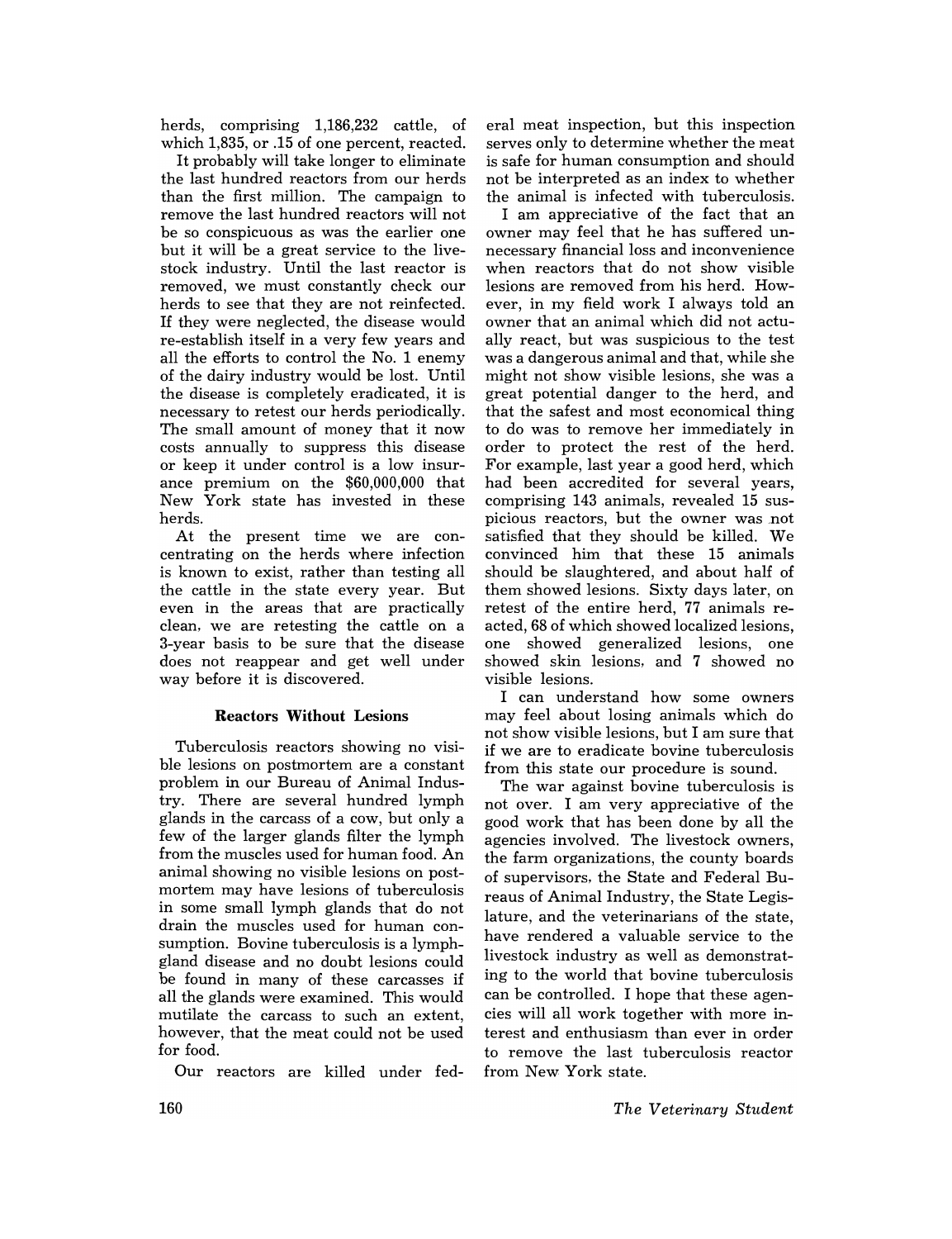herds, comprising 1,186,232 cattle, of which 1,835, or .15 of one percent, reacted.

It probably will take longer to eliminate the last hundred reactors from our herds than the first million. The campaign to remove the last hundred reactors will not be so conspicuous as was the earlier one but it will be a great service to the livestock industry. Until the last reactor is removed, we must constantly check our herds to see that they are not reinfected. If they were neglected, the disease would re-establish itself in a very few years and all the efforts to control the No. 1 enemy of the dairy industry would be lost. Until the disease is completely eradicated, it is necessary to retest our herds periodically. The small amount of money that it now costs annually to suppress this disease or keep it under control is a low insurance premium on the $60,000,000 that New York state has invested in these herds.

At the present time we are concentrating on the herds where infection is known to exist, rather than testing all the cattle in the state every year. But even in the areas that are practically clean, we are retesting the cattle on a 3-year basis to be sure that the disease does not reappear and get well under way before it is discovered.

### Reactors Without Lesions

Tuberculosis reactors showing no visible lesions on postmortem are a constant problem in our Bureau of Animal Industry. There are several hundred lymph glands in the carcass of a cow, but only a few of the larger glands filter the lymph from the muscles used for human food. An animal showing no visible lesions on postmortem may have lesions of tuberculosis in some small lymph glands that do not drain the muscles used for human consumption. Bovine tuberculosis is a lymph-gland disease and no doubt lesions could be found in many of these carcasses if all the glands were examined. This would mutilate the carcass to such an extent, however, that the meat could not be used for food.

Our reactors are killed under federal meat inspection, but this inspection serves only to determine whether the meat is safe for human consumption and should not be interpreted as an index to whether the animal is infected with tuberculosis.

I am appreciative of the fact that an owner may feel that he has suffered unnecessary financial loss and inconvenience when reactors that do not show visible lesions are removed from his herd. However, in my field work I always told an owner that an animal which did not actually react, but was suspicious to the test was a dangerous animal and that, while she might not show visible lesions, she was a great potential danger to the herd, and that the safest and most economical thing to do was to remove her immediately in order to protect the rest of the herd. For example, last year a good herd, which had been accredited for several years, comprising 143 animals, revealed 15 suspicious reactors, but the owner was not satisfied that they should be killed. We convinced him that these 15 animals should be slaughtered, and about half of them showed lesions. Sixty days later, on retest of the entire herd, 77 animals reacted, 68 of which showed localized lesions, one showed generalized lesions, one showed skin lesions, and 7 showed no visible lesions.

I can understand how some owners may feel about losing animals which do not show visible lesions, but I am sure that if we are to eradicate bovine tuberculosis from this state our procedure is sound.

The war against bovine tuberculosis is not over. I am very appreciative of the good work that has been done by all the agencies involved. The livestock owners, the farm organizations, the county boards of supervisors, the State and Federal Bureaus of Animal Industry, the State Legislature, and the veterinarians of the state, have rendered a valuable service to the livestock industry as well as demonstrating to the world that bovine tuberculosis can be controlled. I hope that these agencies will all work together with more interest and enthusiasm than ever in order to remove the last tuberculosis reactor from New York state.